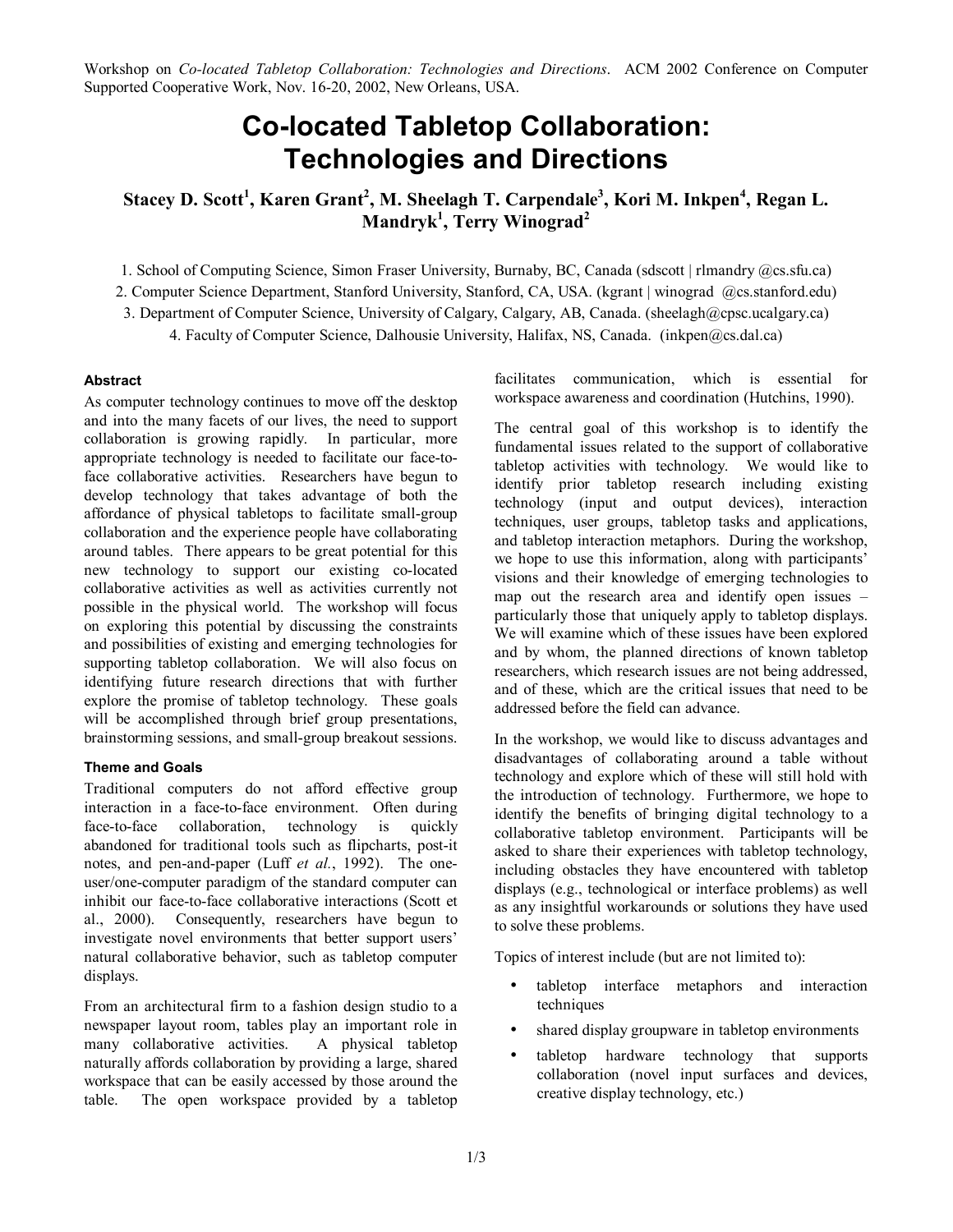Workshop on *Co-located Tabletop Collaboration: Technologies and Directions*. ACM 2002 Conference on Computer Supported Cooperative Work, Nov. 16-20, 2002, New Orleans, USA.

# Co-located Tabletop Collaboration: Technologies and Directions

**Stacey D. Scott[1], Karen Grant[2], M. Sheelagh T. Carpendale[3], Kori M. Inkpen[4], Regan L. Mandryk[1], Terry Winograd[2]**

1. School of Computing Science, Simon Fraser University, Burnaby, BC, Canada (sdscott | rlmandry @cs.sfu.ca)
2. Computer Science Department, Stanford University, Stanford, CA, USA. (kgrant | winograd @cs.stanford.edu)
3. Department of Computer Science, University of Calgary, Calgary, AB, Canada. (sheelagh@cpsc.ucalgary.ca)
4. Faculty of Computer Science, Dalhousie University, Halifax, NS, Canada. (inkpen@cs.dal.ca)

### Abstract

As computer technology continues to move off the desktop and into the many facets of our lives, the need to support collaboration is growing rapidly. In particular, more appropriate technology is needed to facilitate our face-to-face collaborative activities. Researchers have begun to develop technology that takes advantage of both the affordance of physical tabletops to facilitate small-group collaboration and the experience people have collaborating around tables. There appears to be great potential for this new technology to support our existing co-located collaborative activities as well as activities currently not possible in the physical world. The workshop will focus on exploring this potential by discussing the constraints and possibilities of existing and emerging technologies for supporting tabletop collaboration. We will also focus on identifying future research directions that with further explore the promise of tabletop technology. These goals will be accomplished through brief group presentations, brainstorming sessions, and small-group breakout sessions.

### Theme and Goals

Traditional computers do not afford effective group interaction in a face-to-face environment. Often during face-to-face collaboration, technology is quickly abandoned for traditional tools such as flipcharts, post-it notes, and pen-and-paper (Luff *et al.*, 1992). The one-user/one-computer paradigm of the standard computer can inhibit our face-to-face collaborative interactions (Scott et al., 2000). Consequently, researchers have begun to investigate novel environments that better support users' natural collaborative behavior, such as tabletop computer displays.

From an architectural firm to a fashion design studio to a newspaper layout room, tables play an important role in many collaborative activities. A physical tabletop naturally affords collaboration by providing a large, shared workspace that can be easily accessed by those around the table. The open workspace provided by a tabletop facilitates communication, which is essential for workspace awareness and coordination (Hutchins, 1990).

The central goal of this workshop is to identify the fundamental issues related to the support of collaborative tabletop activities with technology. We would like to identify prior tabletop research including existing technology (input and output devices), interaction techniques, user groups, tabletop tasks and applications, and tabletop interaction metaphors. During the workshop, we hope to use this information, along with participants' visions and their knowledge of emerging technologies to map out the research area and identify open issues – particularly those that uniquely apply to tabletop displays. We will examine which of these issues have been explored and by whom, the planned directions of known tabletop researchers, which research issues are not being addressed, and of these, which are the critical issues that need to be addressed before the field can advance.

In the workshop, we would like to discuss advantages and disadvantages of collaborating around a table without technology and explore which of these will still hold with the introduction of technology. Furthermore, we hope to identify the benefits of bringing digital technology to a collaborative tabletop environment. Participants will be asked to share their experiences with tabletop technology, including obstacles they have encountered with tabletop displays (e.g., technological or interface problems) as well as any insightful workarounds or solutions they have used to solve these problems.

Topics of interest include (but are not limited to):

- tabletop interface metaphors and interaction techniques
- shared display groupware in tabletop environments
- tabletop hardware technology that supports collaboration (novel input surfaces and devices, creative display technology, etc.)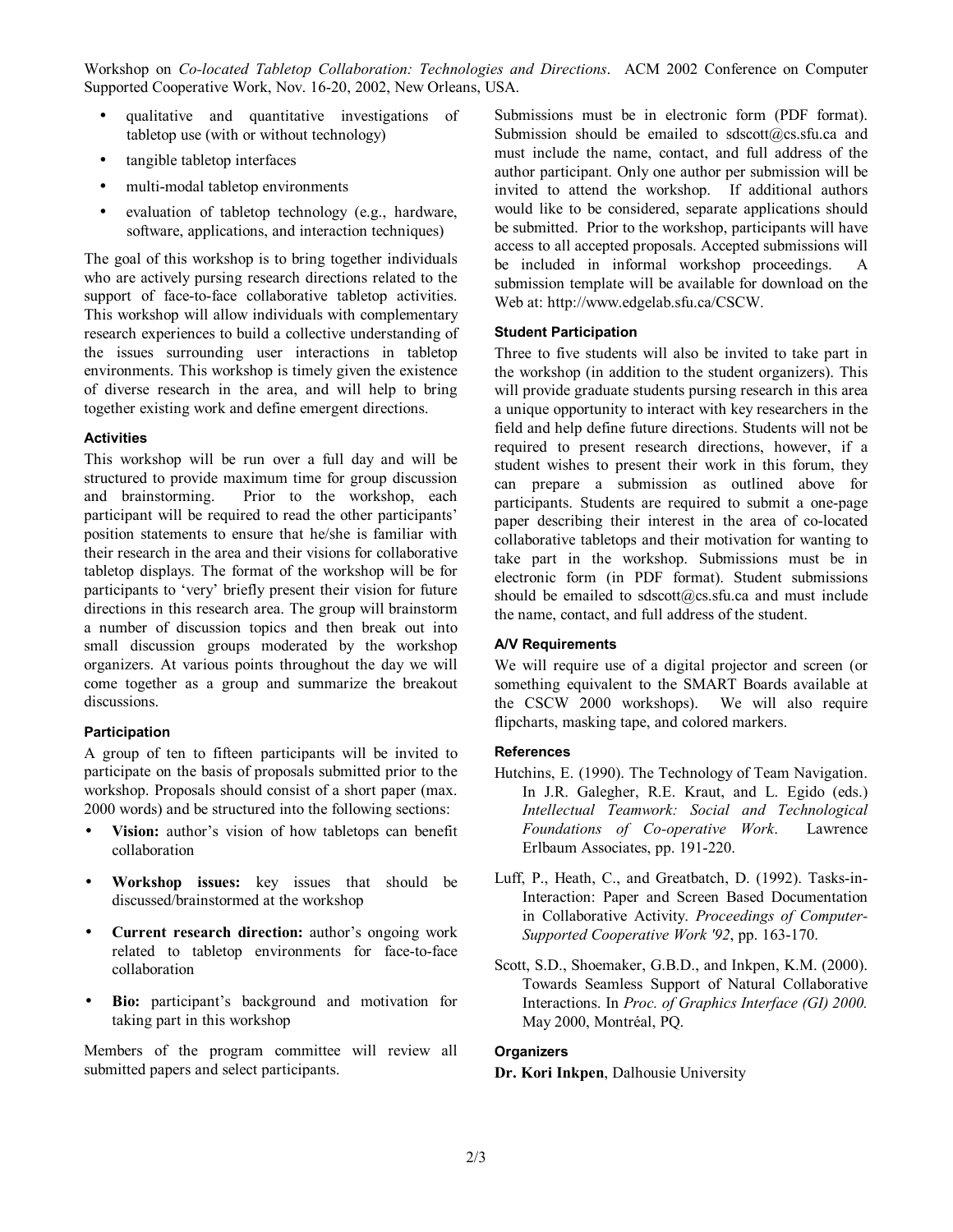- qualitative and quantitative investigations of tabletop use (with or without technology)
- tangible tabletop interfaces
- multi-modal tabletop environments
- evaluation of tabletop technology (e.g., hardware, software, applications, and interaction techniques)

The goal of this workshop is to bring together individuals who are actively pursing research directions related to the support of face-to-face collaborative tabletop activities. This workshop will allow individuals with complementary research experiences to build a collective understanding of the issues surrounding user interactions in tabletop environments. This workshop is timely given the existence of diverse research in the area, and will help to bring together existing work and define emergent directions.

### Activities

This workshop will be run over a full day and will be structured to provide maximum time for group discussion and brainstorming. Prior to the workshop, each participant will be required to read the other participants' position statements to ensure that he/she is familiar with their research in the area and their visions for collaborative tabletop displays. The format of the workshop will be for participants to 'very' briefly present their vision for future directions in this research area. The group will brainstorm a number of discussion topics and then break out into small discussion groups moderated by the workshop organizers. At various points throughout the day we will come together as a group and summarize the breakout discussions.

### Participation

A group of ten to fifteen participants will be invited to participate on the basis of proposals submitted prior to the workshop. Proposals should consist of a short paper (max. 2000 words) and be structured into the following sections:

- **Vision:** author's vision of how tabletops can benefit collaboration
- **Workshop issues:** key issues that should be discussed/brainstormed at the workshop
- **Current research direction:** author's ongoing work related to tabletop environments for face-to-face collaboration
- **Bio:** participant's background and motivation for taking part in this workshop

Members of the program committee will review all submitted papers and select participants.

Submissions must be in electronic form (PDF format). Submission should be emailed to sdscott@cs.sfu.ca and must include the name, contact, and full address of the author participant. Only one author per submission will be invited to attend the workshop. If additional authors would like to be considered, separate applications should be submitted. Prior to the workshop, participants will have access to all accepted proposals. Accepted submissions will be included in informal workshop proceedings. A submission template will be available for download on the Web at: http://www.edgelab.sfu.ca/CSCW.

### Student Participation

Three to five students will also be invited to take part in the workshop (in addition to the student organizers). This will provide graduate students pursing research in this area a unique opportunity to interact with key researchers in the field and help define future directions. Students will not be required to present research directions, however, if a student wishes to present their work in this forum, they can prepare a submission as outlined above for participants. Students are required to submit a one-page paper describing their interest in the area of co-located collaborative tabletops and their motivation for wanting to take part in the workshop. Submissions must be in electronic form (in PDF format). Student submissions should be emailed to sdscott@cs.sfu.ca and must include the name, contact, and full address of the student.

### A/V Requirements

We will require use of a digital projector and screen (or something equivalent to the SMART Boards available at the CSCW 2000 workshops). We will also require flipcharts, masking tape, and colored markers.

### References

Hutchins, E. (1990). The Technology of Team Navigation. In J.R. Galegher, R.E. Kraut, and L. Egido (eds.) *Intellectual Teamwork: Social and Technological Foundations of Co-operative Work*. Lawrence Erlbaum Associates, pp. 191-220.

Luff, P., Heath, C., and Greatbatch, D. (1992). Tasks-in-Interaction: Paper and Screen Based Documentation in Collaborative Activity. *Proceedings of Computer-Supported Cooperative Work '92*, pp. 163-170.

Scott, S.D., Shoemaker, G.B.D., and Inkpen, K.M. (2000). Towards Seamless Support of Natural Collaborative Interactions. In *Proc. of Graphics Interface (GI) 2000.* May 2000, Montréal, PQ.

### Organizers

**Dr. Kori Inkpen**, Dalhousie University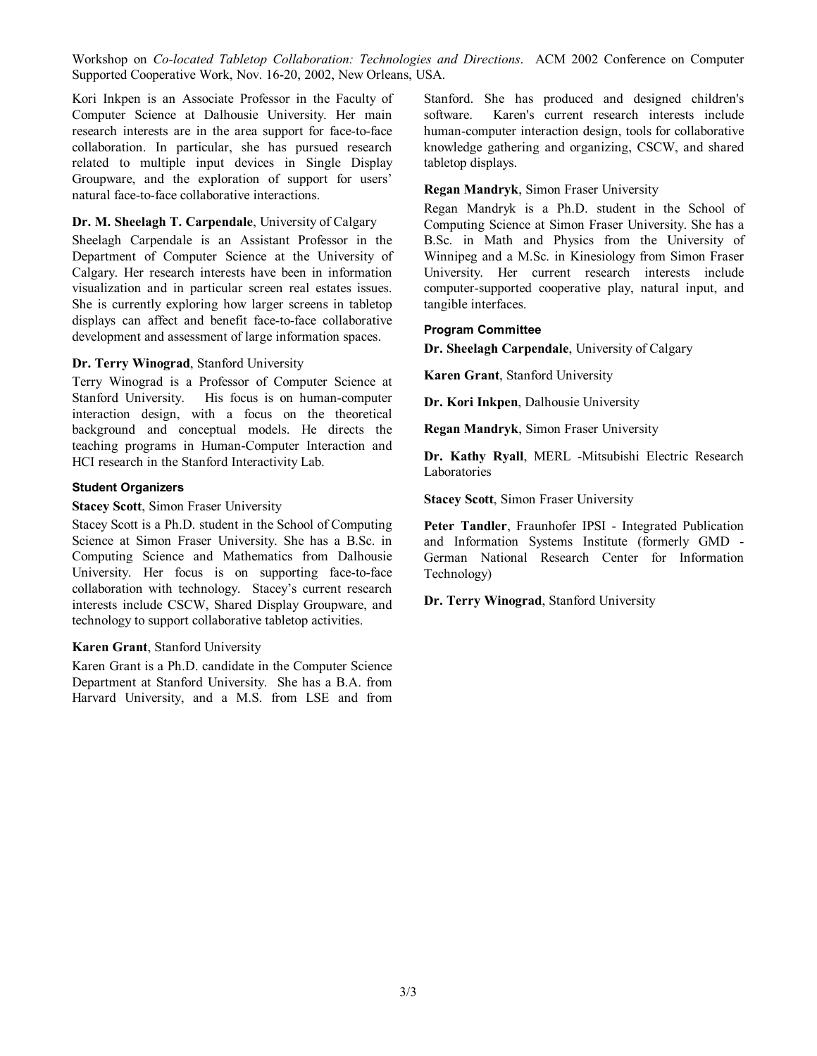Kori Inkpen is an Associate Professor in the Faculty of Computer Science at Dalhousie University. Her main research interests are in the area support for face-to-face collaboration. In particular, she has pursued research related to multiple input devices in Single Display Groupware, and the exploration of support for users' natural face-to-face collaborative interactions.

**Dr. M. Sheelagh T. Carpendale**, University of Calgary

Sheelagh Carpendale is an Assistant Professor in the Department of Computer Science at the University of Calgary. Her research interests have been in information visualization and in particular screen real estates issues. She is currently exploring how larger screens in tabletop displays can affect and benefit face-to-face collaborative development and assessment of large information spaces.

**Dr. Terry Winograd**, Stanford University

Terry Winograd is a Professor of Computer Science at Stanford University. His focus is on human-computer interaction design, with a focus on the theoretical background and conceptual models. He directs the teaching programs in Human-Computer Interaction and HCI research in the Stanford Interactivity Lab.

#### Student Organizers

**Stacey Scott**, Simon Fraser University

Stacey Scott is a Ph.D. student in the School of Computing Science at Simon Fraser University. She has a B.Sc. in Computing Science and Mathematics from Dalhousie University. Her focus is on supporting face-to-face collaboration with technology. Stacey's current research interests include CSCW, Shared Display Groupware, and technology to support collaborative tabletop activities.

**Karen Grant**, Stanford University

Karen Grant is a Ph.D. candidate in the Computer Science Department at Stanford University. She has a B.A. from Harvard University, and a M.S. from LSE and from Stanford. She has produced and designed children's software. Karen's current research interests include human-computer interaction design, tools for collaborative knowledge gathering and organizing, CSCW, and shared tabletop displays.

**Regan Mandryk**, Simon Fraser University

Regan Mandryk is a Ph.D. student in the School of Computing Science at Simon Fraser University. She has a B.Sc. in Math and Physics from the University of Winnipeg and a M.Sc. in Kinesiology from Simon Fraser University. Her current research interests include computer-supported cooperative play, natural input, and tangible interfaces.

#### Program Committee

**Dr. Sheelagh Carpendale**, University of Calgary

**Karen Grant**, Stanford University

**Dr. Kori Inkpen**, Dalhousie University

**Regan Mandryk**, Simon Fraser University

**Dr. Kathy Ryall**, MERL -Mitsubishi Electric Research Laboratories

**Stacey Scott**, Simon Fraser University

**Peter Tandler**, Fraunhofer IPSI - Integrated Publication and Information Systems Institute (formerly GMD - German National Research Center for Information Technology)

**Dr. Terry Winograd**, Stanford University